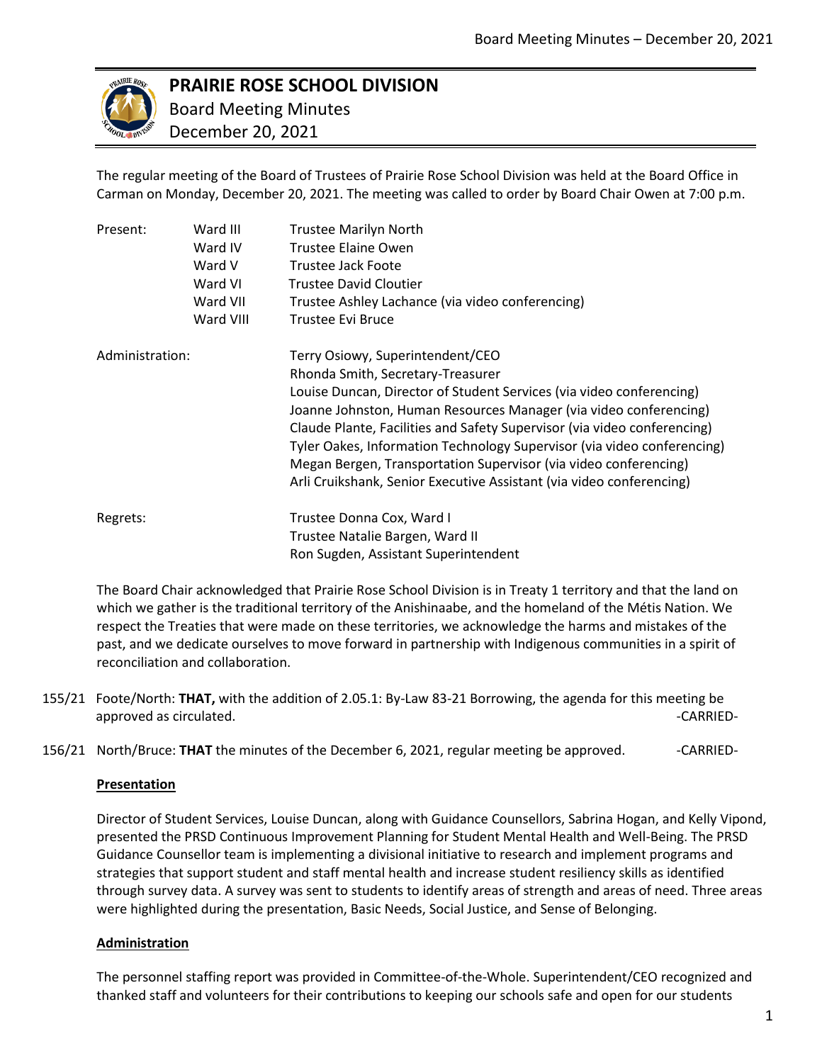# PRAIRIE ROSE SCHOOL DIVISION

Board Meeting Minutes
December 20, 2021

The regular meeting of the Board of Trustees of Prairie Rose School Division was held at the Board Office in Carman on Monday, December 20, 2021. The meeting was called to order by Board Chair Owen at 7:00 p.m.

| | | |
|---|---|---|
| Present: | Ward III | Trustee Marilyn North |
| | Ward IV | Trustee Elaine Owen |
| | Ward V | Trustee Jack Foote |
| | Ward VI | Trustee David Cloutier |
| | Ward VII | Trustee Ashley Lachance (via video conferencing) |
| | Ward VIII | Trustee Evi Bruce |
| Administration: | | Terry Osiowy, Superintendent/CEO |
| | | Rhonda Smith, Secretary-Treasurer |
| | | Louise Duncan, Director of Student Services (via video conferencing) |
| | | Joanne Johnston, Human Resources Manager (via video conferencing) |
| | | Claude Plante, Facilities and Safety Supervisor (via video conferencing) |
| | | Tyler Oakes, Information Technology Supervisor (via video conferencing) |
| | | Megan Bergen, Transportation Supervisor (via video conferencing) |
| | | Arli Cruikshank, Senior Executive Assistant (via video conferencing) |
| Regrets: | | Trustee Donna Cox, Ward I |
| | | Trustee Natalie Bargen, Ward II |
| | | Ron Sugden, Assistant Superintendent |

The Board Chair acknowledged that Prairie Rose School Division is in Treaty 1 territory and that the land on which we gather is the traditional territory of the Anishinaabe, and the homeland of the Métis Nation. We respect the Treaties that were made on these territories, we acknowledge the harms and mistakes of the past, and we dedicate ourselves to move forward in partnership with Indigenous communities in a spirit of reconciliation and collaboration.

155/21 Foote/North: **THAT,** with the addition of 2.05.1: By-Law 83-21 Borrowing, the agenda for this meeting be approved as circulated. -CARRIED-

156/21 North/Bruce: **THAT** the minutes of the December 6, 2021, regular meeting be approved. -CARRIED-

**Presentation**

Director of Student Services, Louise Duncan, along with Guidance Counsellors, Sabrina Hogan, and Kelly Vipond, presented the PRSD Continuous Improvement Planning for Student Mental Health and Well-Being. The PRSD Guidance Counsellor team is implementing a divisional initiative to research and implement programs and strategies that support student and staff mental health and increase student resiliency skills as identified through survey data. A survey was sent to students to identify areas of strength and areas of need. Three areas were highlighted during the presentation, Basic Needs, Social Justice, and Sense of Belonging.

**Administration**

The personnel staffing report was provided in Committee-of-the-Whole. Superintendent/CEO recognized and thanked staff and volunteers for their contributions to keeping our schools safe and open for our students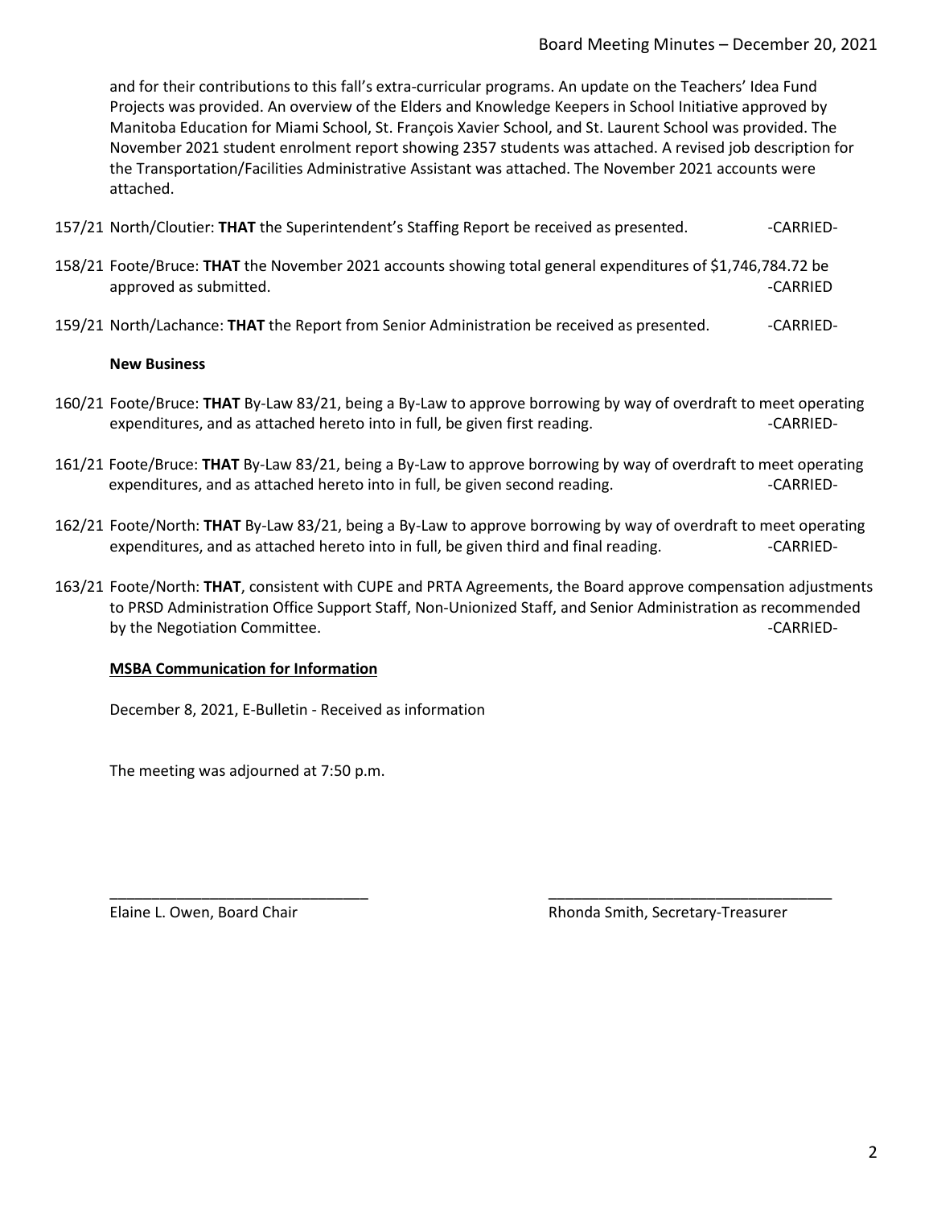and for their contributions to this fall's extra-curricular programs. An update on the Teachers' Idea Fund Projects was provided. An overview of the Elders and Knowledge Keepers in School Initiative approved by Manitoba Education for Miami School, St. François Xavier School, and St. Laurent School was provided. The November 2021 student enrolment report showing 2357 students was attached. A revised job description for the Transportation/Facilities Administrative Assistant was attached. The November 2021 accounts were attached.

157/21 North/Cloutier: **THAT** the Superintendent's Staffing Report be received as presented. -CARRIED-

158/21 Foote/Bruce: **THAT** the November 2021 accounts showing total general expenditures of $1,746,784.72 be approved as submitted. -CARRIED

159/21 North/Lachance: **THAT** the Report from Senior Administration be received as presented. -CARRIED-

**New Business**

160/21 Foote/Bruce: **THAT** By-Law 83/21, being a By-Law to approve borrowing by way of overdraft to meet operating expenditures, and as attached hereto into in full, be given first reading. -CARRIED-

161/21 Foote/Bruce: **THAT** By-Law 83/21, being a By-Law to approve borrowing by way of overdraft to meet operating expenditures, and as attached hereto into in full, be given second reading. -CARRIED-

162/21 Foote/North: **THAT** By-Law 83/21, being a By-Law to approve borrowing by way of overdraft to meet operating expenditures, and as attached hereto into in full, be given third and final reading. -CARRIED-

163/21 Foote/North: **THAT**, consistent with CUPE and PRTA Agreements, the Board approve compensation adjustments to PRSD Administration Office Support Staff, Non-Unionized Staff, and Senior Administration as recommended by the Negotiation Committee. -CARRIED-

**MSBA Communication for Information**

December 8, 2021, E-Bulletin - Received as information

The meeting was adjourned at 7:50 p.m.

\_\_\_\_\_\_\_\_\_\_\_\_\_\_\_\_\_\_\_\_\_\_\_\_\_\_\_\_\_\_\_\_
Elaine L. Owen, Board Chair

\_\_\_\_\_\_\_\_\_\_\_\_\_\_\_\_\_\_\_\_\_\_\_\_\_\_\_\_\_\_\_\_
Rhonda Smith, Secretary-Treasurer